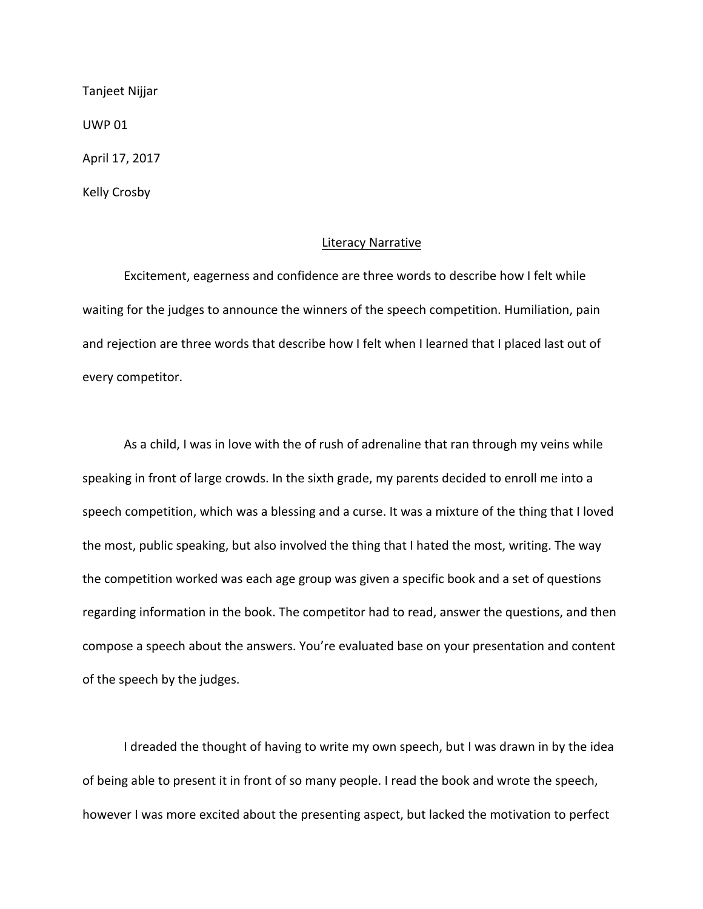Tanjeet Nijjar

UWP 01

April 17, 2017

Kelly Crosby

<u>Literacy Narrative</u>

Excitement, eagerness and confidence are three words to describe how I felt while waiting for the judges to announce the winners of the speech competition. Humiliation, pain and rejection are three words that describe how I felt when I learned that I placed last out of every competitor.

As a child, I was in love with the of rush of adrenaline that ran through my veins while speaking in front of large crowds. In the sixth grade, my parents decided to enroll me into a speech competition, which was a blessing and a curse. It was a mixture of the thing that I loved the most, public speaking, but also involved the thing that I hated the most, writing. The way the competition worked was each age group was given a specific book and a set of questions regarding information in the book. The competitor had to read, answer the questions, and then compose a speech about the answers. You're evaluated base on your presentation and content of the speech by the judges.

I dreaded the thought of having to write my own speech, but I was drawn in by the idea of being able to present it in front of so many people. I read the book and wrote the speech, however I was more excited about the presenting aspect, but lacked the motivation to perfect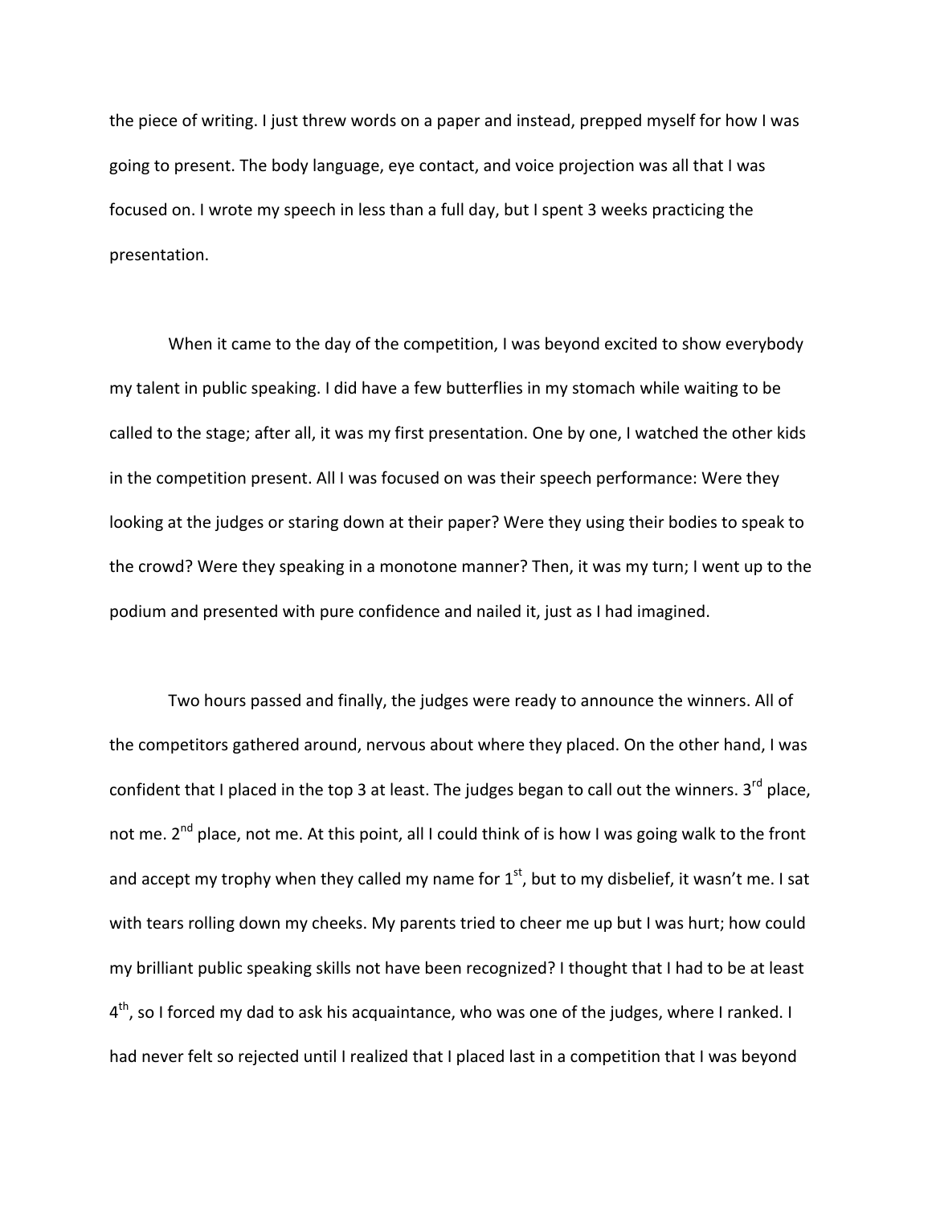the piece of writing. I just threw words on a paper and instead, prepped myself for how I was going to present. The body language, eye contact, and voice projection was all that I was focused on. I wrote my speech in less than a full day, but I spent 3 weeks practicing the presentation.

When it came to the day of the competition, I was beyond excited to show everybody my talent in public speaking. I did have a few butterflies in my stomach while waiting to be called to the stage; after all, it was my first presentation. One by one, I watched the other kids in the competition present. All I was focused on was their speech performance: Were they looking at the judges or staring down at their paper? Were they using their bodies to speak to the crowd? Were they speaking in a monotone manner? Then, it was my turn; I went up to the podium and presented with pure confidence and nailed it, just as I had imagined.

Two hours passed and finally, the judges were ready to announce the winners. All of the competitors gathered around, nervous about where they placed. On the other hand, I was confident that I placed in the top 3 at least. The judges began to call out the winners. 3rd place, not me. 2nd place, not me. At this point, all I could think of is how I was going walk to the front and accept my trophy when they called my name for 1st, but to my disbelief, it wasn't me. I sat with tears rolling down my cheeks. My parents tried to cheer me up but I was hurt; how could my brilliant public speaking skills not have been recognized? I thought that I had to be at least 4th, so I forced my dad to ask his acquaintance, who was one of the judges, where I ranked. I had never felt so rejected until I realized that I placed last in a competition that I was beyond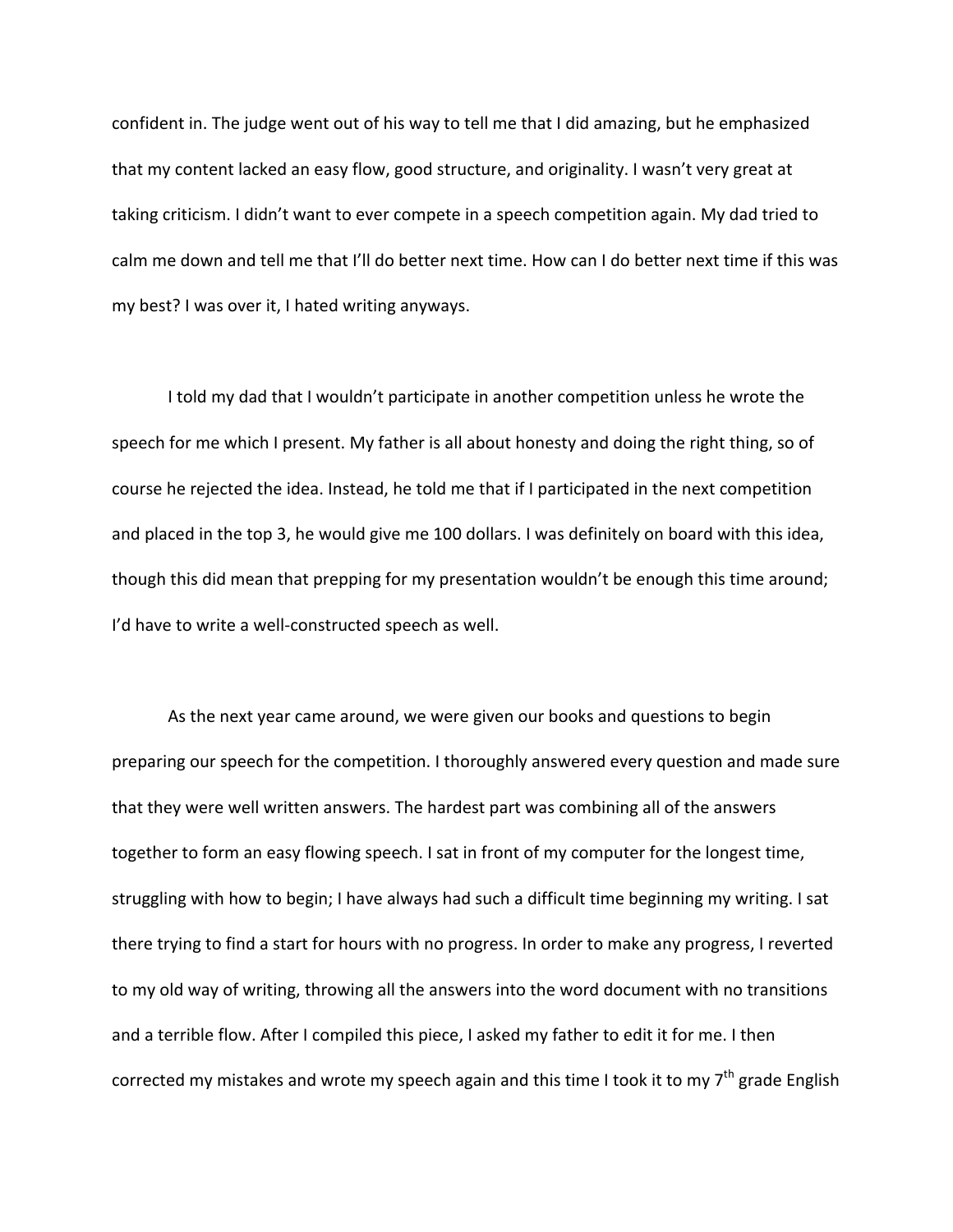confident in. The judge went out of his way to tell me that I did amazing, but he emphasized that my content lacked an easy flow, good structure, and originality. I wasn't very great at taking criticism. I didn't want to ever compete in a speech competition again. My dad tried to calm me down and tell me that I'll do better next time. How can I do better next time if this was my best? I was over it, I hated writing anyways.

I told my dad that I wouldn't participate in another competition unless he wrote the speech for me which I present. My father is all about honesty and doing the right thing, so of course he rejected the idea. Instead, he told me that if I participated in the next competition and placed in the top 3, he would give me 100 dollars. I was definitely on board with this idea, though this did mean that prepping for my presentation wouldn't be enough this time around; I'd have to write a well-constructed speech as well.

As the next year came around, we were given our books and questions to begin preparing our speech for the competition. I thoroughly answered every question and made sure that they were well written answers. The hardest part was combining all of the answers together to form an easy flowing speech. I sat in front of my computer for the longest time, struggling with how to begin; I have always had such a difficult time beginning my writing. I sat there trying to find a start for hours with no progress. In order to make any progress, I reverted to my old way of writing, throwing all the answers into the word document with no transitions and a terrible flow. After I compiled this piece, I asked my father to edit it for me. I then corrected my mistakes and wrote my speech again and this time I took it to my 7th grade English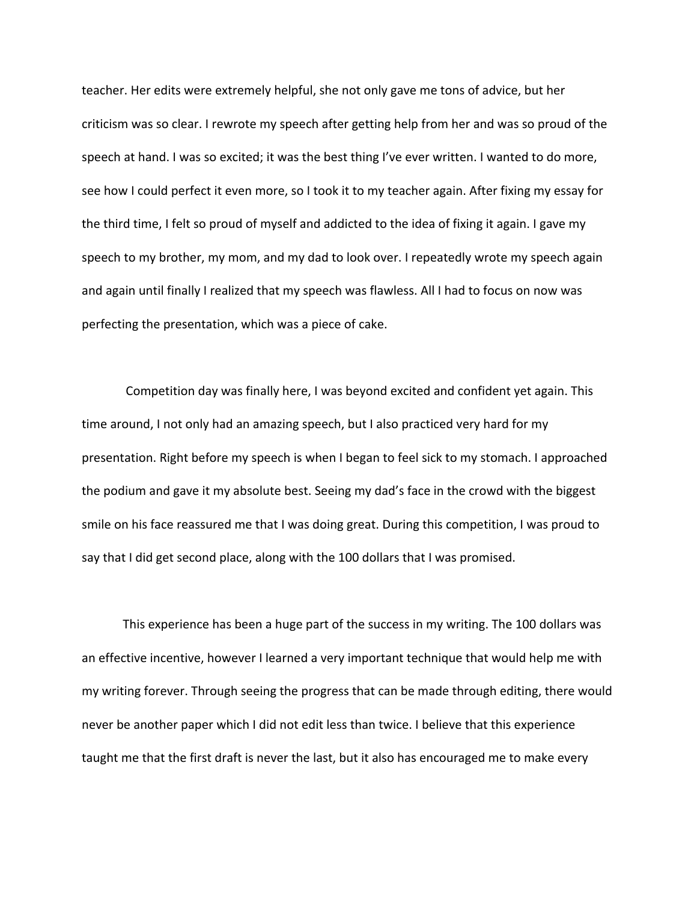teacher. Her edits were extremely helpful, she not only gave me tons of advice, but her criticism was so clear. I rewrote my speech after getting help from her and was so proud of the speech at hand. I was so excited; it was the best thing I've ever written. I wanted to do more, see how I could perfect it even more, so I took it to my teacher again. After fixing my essay for the third time, I felt so proud of myself and addicted to the idea of fixing it again. I gave my speech to my brother, my mom, and my dad to look over. I repeatedly wrote my speech again and again until finally I realized that my speech was flawless. All I had to focus on now was perfecting the presentation, which was a piece of cake.

Competition day was finally here, I was beyond excited and confident yet again. This time around, I not only had an amazing speech, but I also practiced very hard for my presentation. Right before my speech is when I began to feel sick to my stomach. I approached the podium and gave it my absolute best. Seeing my dad's face in the crowd with the biggest smile on his face reassured me that I was doing great. During this competition, I was proud to say that I did get second place, along with the 100 dollars that I was promised.

This experience has been a huge part of the success in my writing. The 100 dollars was an effective incentive, however I learned a very important technique that would help me with my writing forever. Through seeing the progress that can be made through editing, there would never be another paper which I did not edit less than twice. I believe that this experience taught me that the first draft is never the last, but it also has encouraged me to make every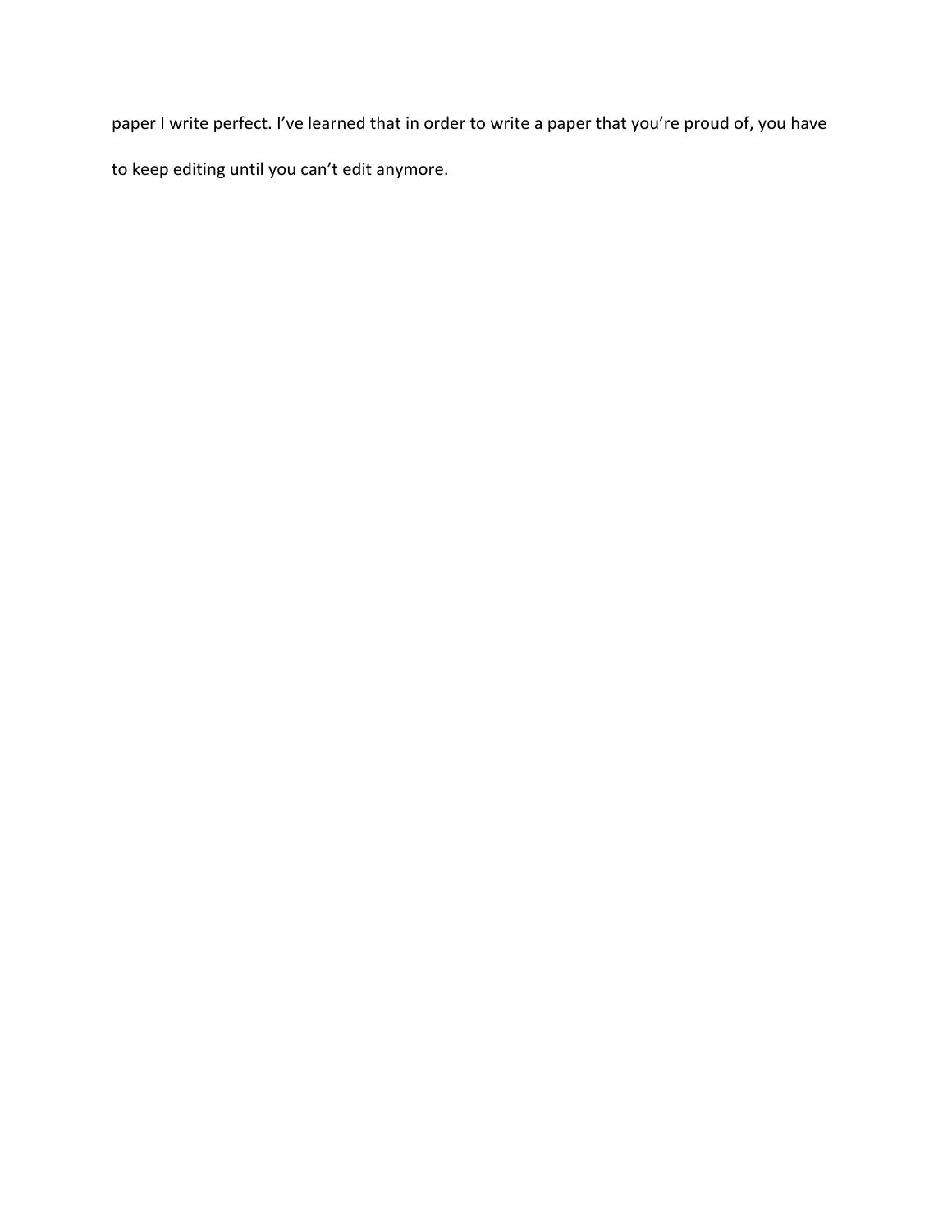paper I write perfect. I’ve learned that in order to write a paper that you’re proud of, you have to keep editing until you can’t edit anymore.